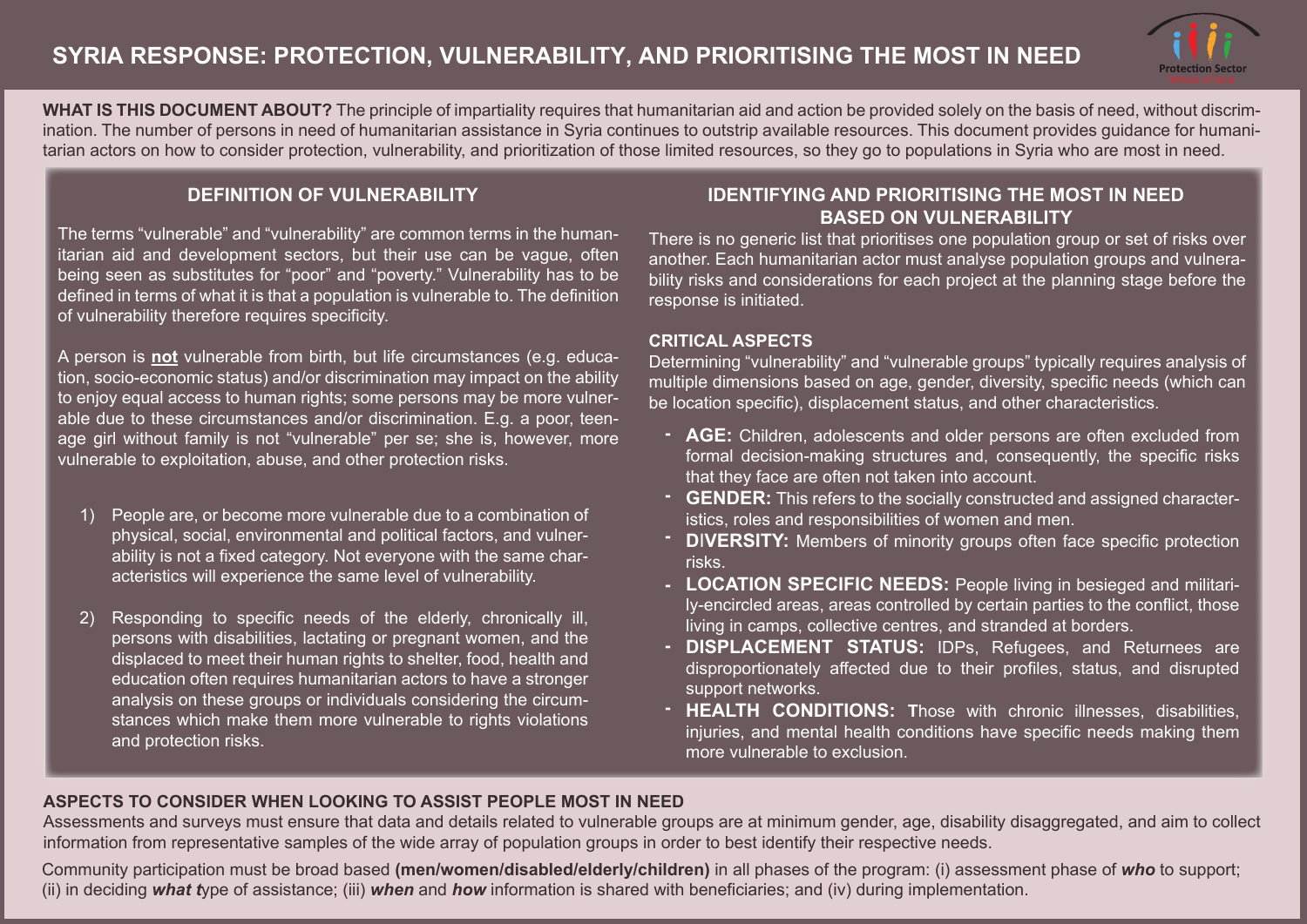# SYRIA RESPONSE: PROTECTION, VULNERABILITY, AND PRIORITISING THE MOST IN NEED

**WHAT IS THIS DOCUMENT ABOUT?** The principle of impartiality requires that humanitarian aid and action be provided solely on the basis of need, without discrimination. The number of persons in need of humanitarian assistance in Syria continues to outstrip available resources. This document provides guidance for humanitarian actors on how to consider protection, vulnerability, and prioritization of those limited resources, so they go to populations in Syria who are most in need.

## DEFINITION OF VULNERABILITY

The terms "vulnerable" and "vulnerability" are common terms in the humanitarian aid and development sectors, but their use can be vague, often being seen as substitutes for "poor" and "poverty." Vulnerability has to be defined in terms of what it is that a population is vulnerable to. The definition of vulnerability therefore requires specificity.

A person is **not** vulnerable from birth, but life circumstances (e.g. education, socio-economic status) and/or discrimination may impact on the ability to enjoy equal access to human rights; some persons may be more vulnerable due to these circumstances and/or discrimination. E.g. a poor, teenage girl without family is not "vulnerable" per se; she is, however, more vulnerable to exploitation, abuse, and other protection risks.

1) People are, or become more vulnerable due to a combination of physical, social, environmental and political factors, and vulnerability is not a fixed category. Not everyone with the same characteristics will experience the same level of vulnerability.

2) Responding to specific needs of the elderly, chronically ill, persons with disabilities, lactating or pregnant women, and the displaced to meet their human rights to shelter, food, health and education often requires humanitarian actors to have a stronger analysis on these groups or individuals considering the circumstances which make them more vulnerable to rights violations and protection risks.

## IDENTIFYING AND PRIORITISING THE MOST IN NEED BASED ON VULNERABILITY

There is no generic list that prioritises one population group or set of risks over another. Each humanitarian actor must analyse population groups and vulnerability risks and considerations for each project at the planning stage before the response is initiated.

### CRITICAL ASPECTS

Determining "vulnerability" and "vulnerable groups" typically requires analysis of multiple dimensions based on age, gender, diversity, specific needs (which can be location specific), displacement status, and other characteristics.

- **AGE:** Children, adolescents and older persons are often excluded from formal decision-making structures and, consequently, the specific risks that they face are often not taken into account.
- **GENDER:** This refers to the socially constructed and assigned characteristics, roles and responsibilities of women and men.
- **DIVERSITY:** Members of minority groups often face specific protection risks.
- **LOCATION SPECIFIC NEEDS:** People living in besieged and militarily-encircled areas, areas controlled by certain parties to the conflict, those living in camps, collective centres, and stranded at borders.
- **DISPLACEMENT STATUS:** IDPs, Refugees, and Returnees are disproportionately affected due to their profiles, status, and disrupted support networks.
- **HEALTH CONDITIONS:** Those with chronic illnesses, disabilities, injuries, and mental health conditions have specific needs making them more vulnerable to exclusion.

## ASPECTS TO CONSIDER WHEN LOOKING TO ASSIST PEOPLE MOST IN NEED

Assessments and surveys must ensure that data and details related to vulnerable groups are at minimum gender, age, disability disaggregated, and aim to collect information from representative samples of the wide array of population groups in order to best identify their respective needs.

Community participation must be broad based **(men/women/disabled/elderly/children)** in all phases of the program: (i) assessment phase of ***who*** to support; (ii) in deciding ***what t***ype of assistance; (iii) ***when*** and ***how*** information is shared with beneficiaries; and (iv) during implementation.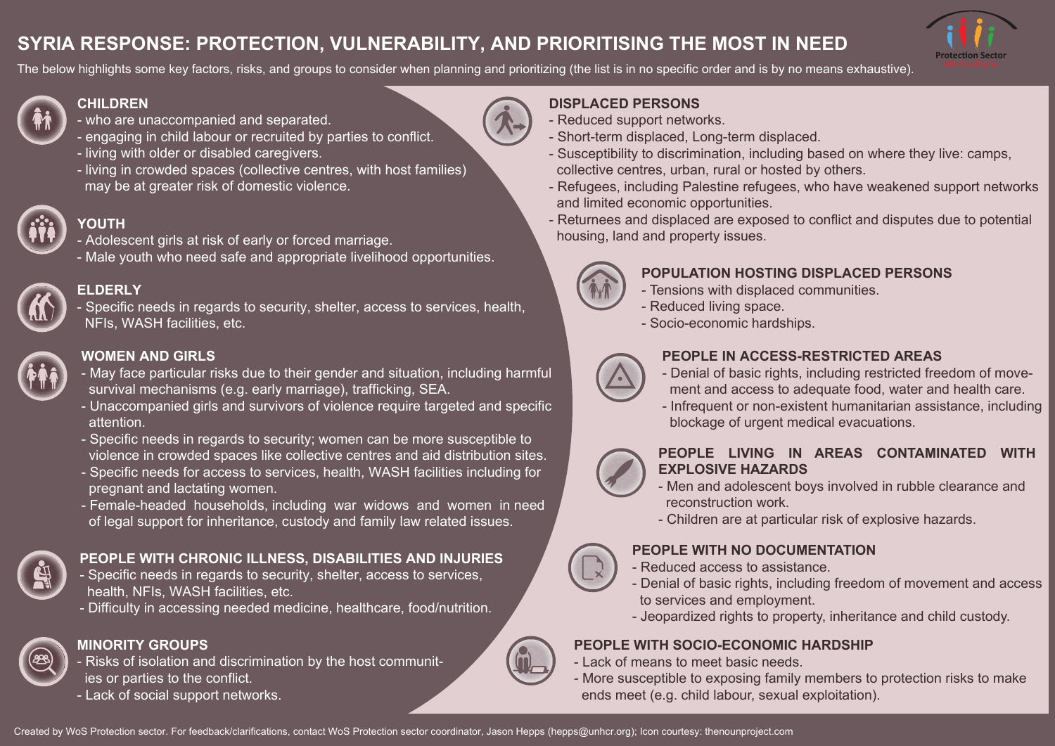# SYRIA RESPONSE: PROTECTION, VULNERABILITY, AND PRIORITISING THE MOST IN NEED

The below highlights some key factors, risks, and groups to consider when planning and prioritizing (the list is in no specific order and is by no means exhaustive).

## CHILDREN

- who are unaccompanied and separated.
- engaging in child labour or recruited by parties to conflict.
- living with older or disabled caregivers.
- living in crowded spaces (collective centres, with host families) may be at greater risk of domestic violence.

## YOUTH

- Adolescent girls at risk of early or forced marriage.
- Male youth who need safe and appropriate livelihood opportunities.

## ELDERLY

- Specific needs in regards to security, shelter, access to services, health, NFIs, WASH facilities, etc.

## WOMEN AND GIRLS

- May face particular risks due to their gender and situation, including harmful survival mechanisms (e.g. early marriage), trafficking, SEA.
- Unaccompanied girls and survivors of violence require targeted and specific attention.
- Specific needs in regards to security; women can be more susceptible to violence in crowded spaces like collective centres and aid distribution sites.
- Specific needs for access to services, health, WASH facilities including for pregnant and lactating women.
- Female-headed households, including war widows and women in need of legal support for inheritance, custody and family law related issues.

## PEOPLE WITH CHRONIC ILLNESS, DISABILITIES AND INJURIES

- Specific needs in regards to security, shelter, access to services, health, NFIs, WASH facilities, etc.
- Difficulty in accessing needed medicine, healthcare, food/nutrition.

## MINORITY GROUPS

- Risks of isolation and discrimination by the host communities or parties to the conflict.
- Lack of social support networks.

## DISPLACED PERSONS

- Reduced support networks.
- Short-term displaced, Long-term displaced.
- Susceptibility to discrimination, including based on where they live: camps, collective centres, urban, rural or hosted by others.
- Refugees, including Palestine refugees, who have weakened support networks and limited economic opportunities.
- Returnees and displaced are exposed to conflict and disputes due to potential housing, land and property issues.

## POPULATION HOSTING DISPLACED PERSONS

- Tensions with displaced communities.
- Reduced living space.
- Socio-economic hardships.

## PEOPLE IN ACCESS-RESTRICTED AREAS

- Denial of basic rights, including restricted freedom of movement and access to adequate food, water and health care.
- Infrequent or non-existent humanitarian assistance, including blockage of urgent medical evacuations.

## PEOPLE LIVING IN AREAS CONTAMINATED WITH EXPLOSIVE HAZARDS

- Men and adolescent boys involved in rubble clearance and reconstruction work.
- Children are at particular risk of explosive hazards.

## PEOPLE WITH NO DOCUMENTATION

- Reduced access to assistance.
- Denial of basic rights, including freedom of movement and access to services and employment.
- Jeopardized rights to property, inheritance and child custody.

## PEOPLE WITH SOCIO-ECONOMIC HARDSHIP

- Lack of means to meet basic needs.
- More susceptible to exposing family members to protection risks to make ends meet (e.g. child labour, sexual exploitation).

Created by WoS Protection sector. For feedback/clarifications, contact WoS Protection sector coordinator, Jason Hepps (hepps@unhcr.org); Icon courtesy: thenounproject.com